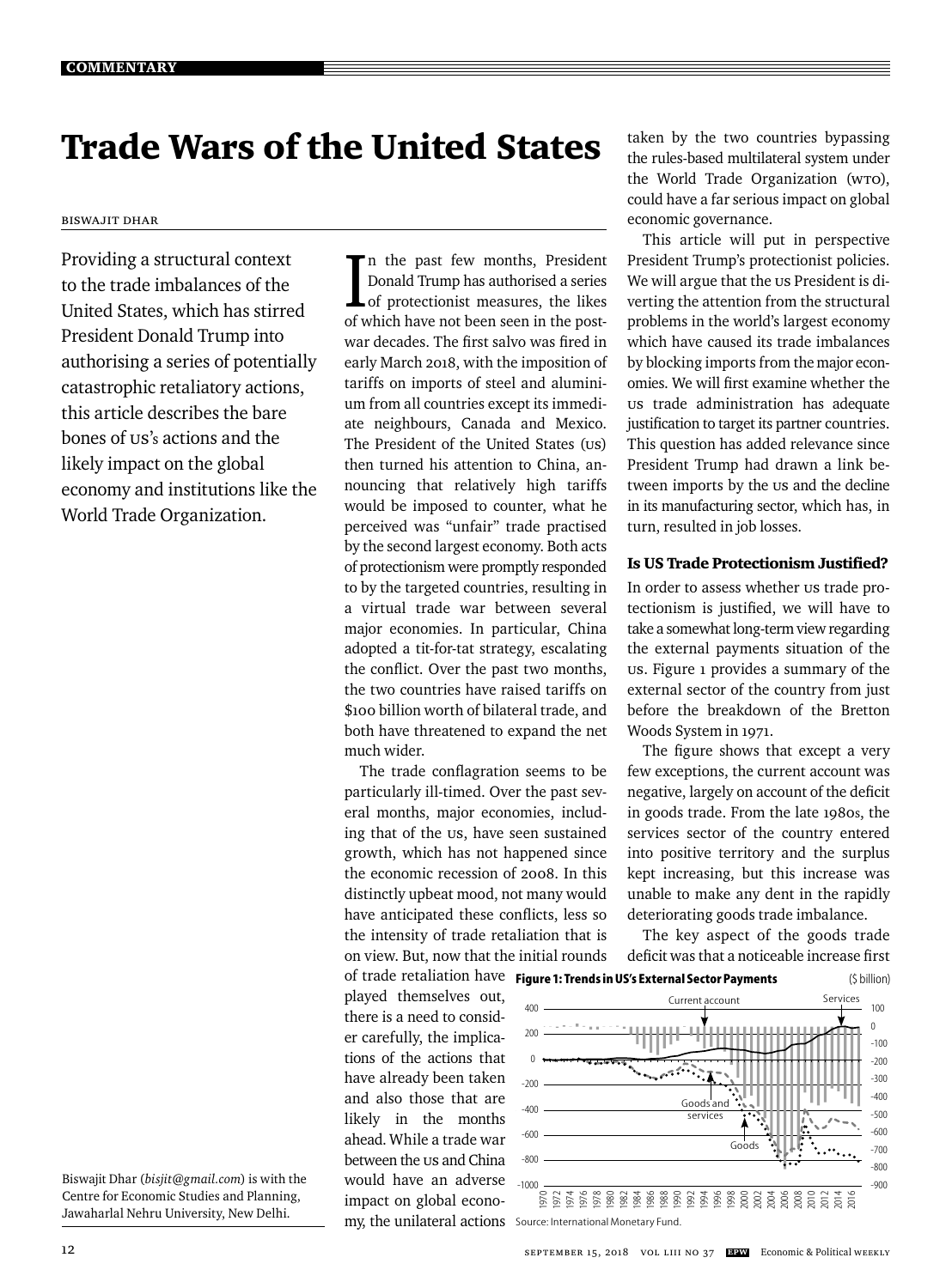# Trade Wars of the United States

Biswajit Dhar

Providing a structural context to the trade imbalances of the United States, which has stirred President Donald Trump into authorising a series of potentially catastrophic retaliatory actions, this article describes the bare bones of US's actions and the likely impact on the global economy and institutions like the World Trade Organization.

Biswajit Dhar (*bisjit@gmail.com*) is with the Centre for Economic Studies and Planning, Jawaharlal Nehru University, New Delhi.

In the past few months, President Donald Trump has authorised a series of protectionist measures, the likes of which have not been seen in the post-war decades. The first salvo was fired in early March 2018, with the imposition of tariffs on imports of steel and aluminium from all countries except its immediate neighbours, Canada and Mexico. The President of the United States (US) then turned his attention to China, announcing that relatively high tariffs would be imposed to counter, what he perceived was "unfair" trade practised by the second largest economy. Both acts of protectionism were promptly responded to by the targeted countries, resulting in a virtual trade war between several major economies. In particular, China adopted a tit-for-tat strategy, escalating the conflict. Over the past two months, the two countries have raised tariffs on $100 billion worth of bilateral trade, and both have threatened to expand the net much wider.

The trade conflagration seems to be particularly ill-timed. Over the past several months, major economies, including that of the US, have seen sustained growth, which has not happened since the economic recession of 2008. In this distinctly upbeat mood, not many would have anticipated these conflicts, less so the intensity of trade retaliation that is on view. But, now that the initial rounds of trade retaliation have played themselves out, there is a need to consider carefully, the implications of the actions that have already been taken and also those that are likely in the months ahead. While a trade war between the US and China would have an adverse impact on global economy, the unilateral actions taken by the two countries bypassing the rules-based multilateral system under the World Trade Organization (WTO), could have a far serious impact on global economic governance.

This article will put in perspective President Trump's protectionist policies. We will argue that the US President is diverting the attention from the structural problems in the world's largest economy which have caused its trade imbalances by blocking imports from the major economies. We will first examine whether the US trade administration has adequate justification to target its partner countries. This question has added relevance since President Trump had drawn a link between imports by the US and the decline in its manufacturing sector, which has, in turn, resulted in job losses.

## Is US Trade Protectionism Justified?

In order to assess whether US trade protectionism is justified, we will have to take a somewhat long-term view regarding the external payments situation of the US. Figure 1 provides a summary of the external sector of the country from just before the breakdown of the Bretton Woods System in 1971.

The figure shows that except a very few exceptions, the current account was negative, largely on account of the deficit in goods trade. From the late 1980s, the services sector of the country entered into positive territory and the surplus kept increasing, but this increase was unable to make any dent in the rapidly deteriorating goods trade imbalance.

The key aspect of the goods trade deficit was that a noticeable increase first

**Figure 1: Trends in US's External Sector Payments** ($ billion)

Source: International Monetary Fund.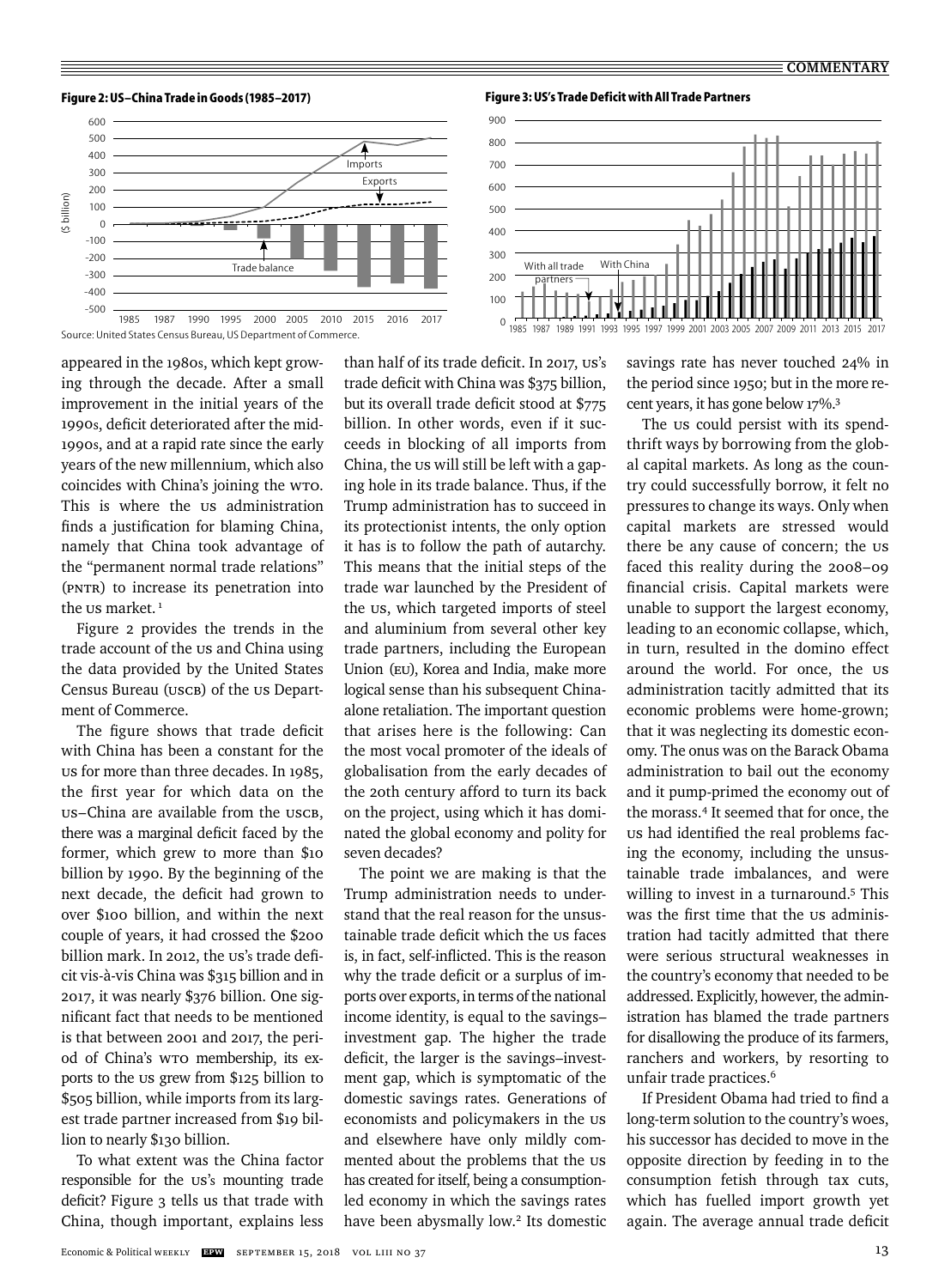**Figure 2: US–China Trade in Goods (1985–2017)**

**Figure 3: US's Trade Deficit with All Trade Partners**

Source: United States Census Bureau, US Department of Commerce.

appeared in the 1980s, which kept growing through the decade. After a small improvement in the initial years of the 1990s, deficit deteriorated after the mid-1990s, and at a rapid rate since the early years of the new millennium, which also coincides with China's joining the WTO. This is where the US administration finds a justification for blaming China, namely that China took advantage of the "permanent normal trade relations" (PNTR) to increase its penetration into the US market.[1]

Figure 2 provides the trends in the trade account of the US and China using the data provided by the United States Census Bureau (USCB) of the US Department of Commerce.

The figure shows that trade deficit with China has been a constant for the US for more than three decades. In 1985, the first year for which data on the US–China are available from the USCB, there was a marginal deficit faced by the former, which grew to more than $10 billion by 1990. By the beginning of the next decade, the deficit had grown to over $100 billion, and within the next couple of years, it had crossed the $200 billion mark. In 2012, the US's trade deficit vis-à-vis China was $315 billion and in 2017, it was nearly $376 billion. One significant fact that needs to be mentioned is that between 2001 and 2017, the period of China's WTO membership, its exports to the US grew from $125 billion to $505 billion, while imports from its largest trade partner increased from $19 billion to nearly $130 billion.

To what extent was the China factor responsible for the US's mounting trade deficit? Figure 3 tells us that trade with China, though important, explains less than half of its trade deficit. In 2017, US's trade deficit with China was $375 billion, but its overall trade deficit stood at $775 billion. In other words, even if it succeeds in blocking of all imports from China, the US will still be left with a gaping hole in its trade balance. Thus, if the Trump administration has to succeed in its protectionist intents, the only option it has is to follow the path of autarchy. This means that the initial steps of the trade war launched by the President of the US, which targeted imports of steel and aluminium from several other key trade partners, including the European Union (EU), Korea and India, make more logical sense than his subsequent China-alone retaliation. The important question that arises here is the following: Can the most vocal promoter of the ideals of globalisation from the early decades of the 20th century afford to turn its back on the project, using which it has dominated the global economy and polity for seven decades?

The point we are making is that the Trump administration needs to understand that the real reason for the unsustainable trade deficit which the US faces is, in fact, self-inflicted. This is the reason why the trade deficit or a surplus of imports over exports, in terms of the national income identity, is equal to the savings–investment gap. The higher the trade deficit, the larger is the savings–investment gap, which is symptomatic of the domestic savings rates. Generations of economists and policymakers in the US and elsewhere have only mildly commented about the problems that the US has created for itself, being a consumption-led economy in which the savings rates have been abysmally low.[2] Its domestic savings rate has never touched 24% in the period since 1950; but in the more recent years, it has gone below 17%.[3]

The US could persist with its spendthrift ways by borrowing from the global capital markets. As long as the country could successfully borrow, it felt no pressures to change its ways. Only when capital markets are stressed would there be any cause of concern; the US faced this reality during the 2008–09 financial crisis. Capital markets were unable to support the largest economy, leading to an economic collapse, which, in turn, resulted in the domino effect around the world. For once, the US administration tacitly admitted that its economic problems were home-grown; that it was neglecting its domestic economy. The onus was on the Barack Obama administration to bail out the economy and it pump-primed the economy out of the morass.[4] It seemed that for once, the US had identified the real problems facing the economy, including the unsustainable trade imbalances, and were willing to invest in a turnaround.[5] This was the first time that the US administration had tacitly admitted that there were serious structural weaknesses in the country's economy that needed to be addressed. Explicitly, however, the administration has blamed the trade partners for disallowing the produce of its farmers, ranchers and workers, by resorting to unfair trade practices.[6]

If President Obama had tried to find a long-term solution to the country's woes, his successor has decided to move in the opposite direction by feeding in to the consumption fetish through tax cuts, which has fuelled import growth yet again. The average annual trade deficit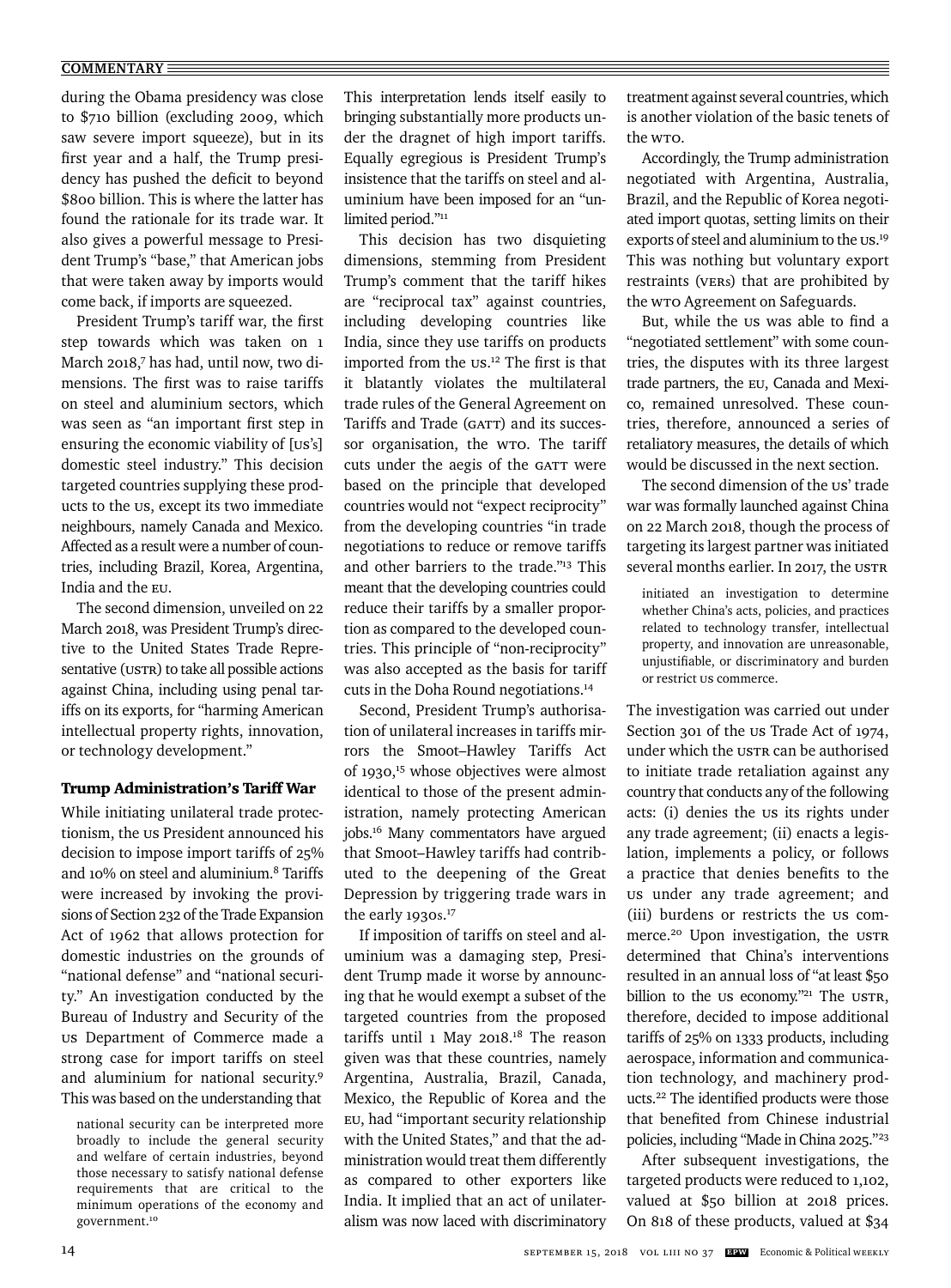during the Obama presidency was close to $710 billion (excluding 2009, which saw severe import squeeze), but in its first year and a half, the Trump presidency has pushed the deficit to beyond $800 billion. This is where the latter has found the rationale for its trade war. It also gives a powerful message to President Trump's "base," that American jobs that were taken away by imports would come back, if imports are squeezed.

President Trump's tariff war, the first step towards which was taken on 1 March 2018,[7] has had, until now, two dimensions. The first was to raise tariffs on steel and aluminium sectors, which was seen as "an important first step in ensuring the economic viability of [US's] domestic steel industry." This decision targeted countries supplying these products to the US, except its two immediate neighbours, namely Canada and Mexico. Affected as a result were a number of countries, including Brazil, Korea, Argentina, India and the EU.

The second dimension, unveiled on 22 March 2018, was President Trump's directive to the United States Trade Representative (USTR) to take all possible actions against China, including using penal tariffs on its exports, for "harming American intellectual property rights, innovation, or technology development."

## Trump Administration's Tariff War

While initiating unilateral trade protectionism, the US President announced his decision to impose import tariffs of 25% and 10% on steel and aluminium.[8] Tariffs were increased by invoking the provisions of Section 232 of the Trade Expansion Act of 1962 that allows protection for domestic industries on the grounds of "national defense" and "national security." An investigation conducted by the Bureau of Industry and Security of the US Department of Commerce made a strong case for import tariffs on steel and aluminium for national security.[9] This was based on the understanding that

> national security can be interpreted more broadly to include the general security and welfare of certain industries, beyond those necessary to satisfy national defense requirements that are critical to the minimum operations of the economy and government.[10]

This interpretation lends itself easily to bringing substantially more products under the dragnet of high import tariffs. Equally egregious is President Trump's insistence that the tariffs on steel and aluminium have been imposed for an "unlimited period."[11]

This decision has two disquieting dimensions, stemming from President Trump's comment that the tariff hikes are "reciprocal tax" against countries, including developing countries like India, since they use tariffs on products imported from the US.[12] The first is that it blatantly violates the multilateral trade rules of the General Agreement on Tariffs and Trade (GATT) and its successor organisation, the WTO. The tariff cuts under the aegis of the GATT were based on the principle that developed countries would not "expect reciprocity" from the developing countries "in trade negotiations to reduce or remove tariffs and other barriers to the trade."[13] This meant that the developing countries could reduce their tariffs by a smaller proportion as compared to the developed countries. This principle of "non-reciprocity" was also accepted as the basis for tariff cuts in the Doha Round negotiations.[14]

Second, President Trump's authorisation of unilateral increases in tariffs mirrors the Smoot–Hawley Tariffs Act of 1930,[15] whose objectives were almost identical to those of the present administration, namely protecting American jobs.[16] Many commentators have argued that Smoot–Hawley tariffs had contributed to the deepening of the Great Depression by triggering trade wars in the early 1930s.[17]

If imposition of tariffs on steel and aluminium was a damaging step, President Trump made it worse by announcing that he would exempt a subset of the targeted countries from the proposed tariffs until 1 May 2018.[18] The reason given was that these countries, namely Argentina, Australia, Brazil, Canada, Mexico, the Republic of Korea and the EU, had "important security relationship with the United States," and that the administration would treat them differently as compared to other exporters like India. It implied that an act of unilateralism was now laced with discriminatory treatment against several countries, which is another violation of the basic tenets of the WTO.

Accordingly, the Trump administration negotiated with Argentina, Australia, Brazil, and the Republic of Korea negotiated import quotas, setting limits on their exports of steel and aluminium to the US.[19] This was nothing but voluntary export restraints (VERs) that are prohibited by the WTO Agreement on Safeguards.

But, while the US was able to find a "negotiated settlement" with some countries, the disputes with its three largest trade partners, the EU, Canada and Mexico, remained unresolved. These countries, therefore, announced a series of retaliatory measures, the details of which would be discussed in the next section.

The second dimension of the US' trade war was formally launched against China on 22 March 2018, though the process of targeting its largest partner was initiated several months earlier. In 2017, the USTR

> initiated an investigation to determine whether China's acts, policies, and practices related to technology transfer, intellectual property, and innovation are unreasonable, unjustifiable, or discriminatory and burden or restrict US commerce.

The investigation was carried out under Section 301 of the US Trade Act of 1974, under which the USTR can be authorised to initiate trade retaliation against any country that conducts any of the following acts: (i) denies the US its rights under any trade agreement; (ii) enacts a legislation, implements a policy, or follows a practice that denies benefits to the US under any trade agreement; and (iii) burdens or restricts the US commerce.[20] Upon investigation, the USTR determined that China's interventions resulted in an annual loss of "at least $50 billion to the US economy."[21] The USTR, therefore, decided to impose additional tariffs of 25% on 1333 products, including aerospace, information and communication technology, and machinery products.[22] The identified products were those that benefited from Chinese industrial policies, including "Made in China 2025."[23]

After subsequent investigations, the targeted products were reduced to 1,102, valued at $50 billion at 2018 prices. On 818 of these products, valued at $34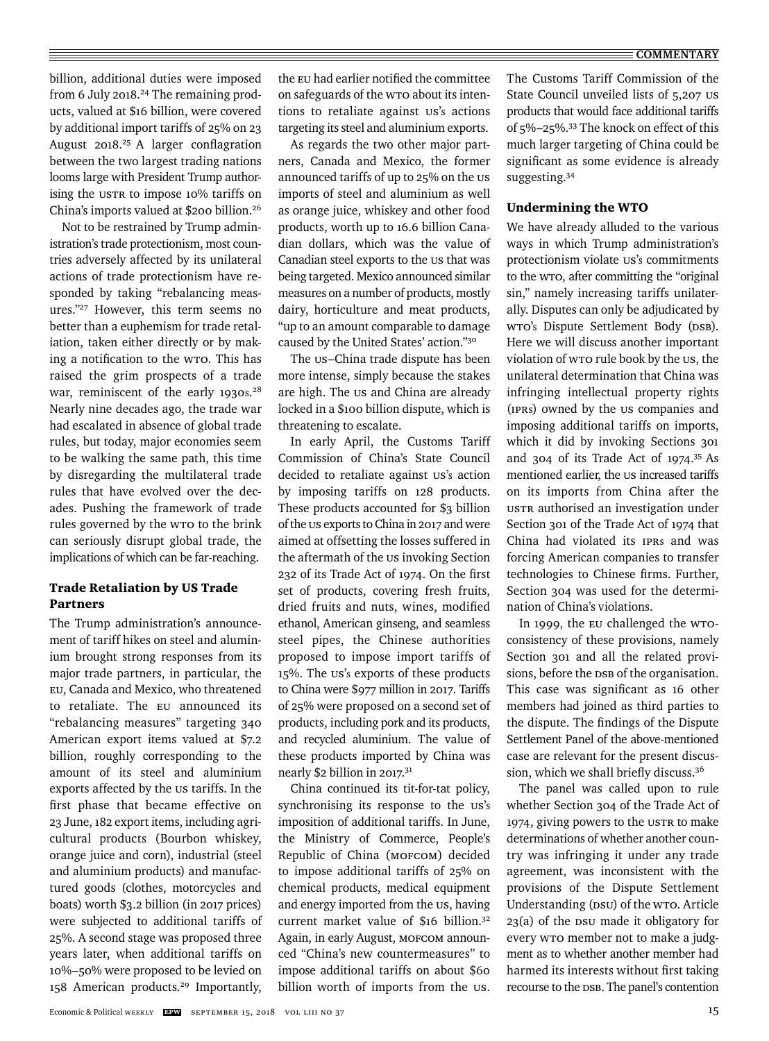billion, additional duties were imposed from 6 July 2018.[24] The remaining products, valued at $16 billion, were covered by additional import tariffs of 25% on 23 August 2018.[25] A larger conflagration between the two largest trading nations looms large with President Trump authorising the USTR to impose 10% tariffs on China's imports valued at $200 billion.[26]

Not to be restrained by Trump administration's trade protectionism, most countries adversely affected by its unilateral actions of trade protectionism have responded by taking "rebalancing measures."[27] However, this term seems no better than a euphemism for trade retaliation, taken either directly or by making a notification to the WTO. This has raised the grim prospects of a trade war, reminiscent of the early 1930s.[28] Nearly nine decades ago, the trade war had escalated in absence of global trade rules, but today, major economies seem to be walking the same path, this time by disregarding the multilateral trade rules that have evolved over the decades. Pushing the framework of trade rules governed by the WTO to the brink can seriously disrupt global trade, the implications of which can be far-reaching.

## Trade Retaliation by US Trade Partners

The Trump administration's announcement of tariff hikes on steel and aluminium brought strong responses from its major trade partners, in particular, the EU, Canada and Mexico, who threatened to retaliate. The EU announced its "rebalancing measures" targeting 340 American export items valued at $7.2 billion, roughly corresponding to the amount of its steel and aluminium exports affected by the US tariffs. In the first phase that became effective on 23 June, 182 export items, including agricultural products (Bourbon whiskey, orange juice and corn), industrial (steel and aluminium products) and manufactured goods (clothes, motorcycles and boats) worth $3.2 billion (in 2017 prices) were subjected to additional tariffs of 25%. A second stage was proposed three years later, when additional tariffs on 10%–50% were proposed to be levied on 158 American products.[29] Importantly, the EU had earlier notified the committee on safeguards of the WTO about its intentions to retaliate against US's actions targeting its steel and aluminium exports.

As regards the two other major partners, Canada and Mexico, the former announced tariffs of up to 25% on the US imports of steel and aluminium as well as orange juice, whiskey and other food products, worth up to 16.6 billion Canadian dollars, which was the value of Canadian steel exports to the US that was being targeted. Mexico announced similar measures on a number of products, mostly dairy, horticulture and meat products, "up to an amount comparable to damage caused by the United States' action."[30]

The US–China trade dispute has been more intense, simply because the stakes are high. The US and China are already locked in a $100 billion dispute, which is threatening to escalate.

In early April, the Customs Tariff Commission of China's State Council decided to retaliate against US's action by imposing tariffs on 128 products. These products accounted for $3 billion of the US exports to China in 2017 and were aimed at offsetting the losses suffered in the aftermath of the US invoking Section 232 of its Trade Act of 1974. On the first set of products, covering fresh fruits, dried fruits and nuts, wines, modified ethanol, American ginseng, and seamless steel pipes, the Chinese authorities proposed to impose import tariffs of 15%. The US's exports of these products to China were $977 million in 2017. Tariffs of 25% were proposed on a second set of products, including pork and its products, and recycled aluminium. The value of these products imported by China was nearly $2 billion in 2017.[31]

China continued its tit-for-tat policy, synchronising its response to the US's imposition of additional tariffs. In June, the Ministry of Commerce, People's Republic of China (MOFCOM) decided to impose additional tariffs of 25% on chemical products, medical equipment and energy imported from the US, having current market value of $16 billion.[32] Again, in early August, MOFCOM announced "China's new countermeasures" to impose additional tariffs on about $60 billion worth of imports from the US. The Customs Tariff Commission of the State Council unveiled lists of 5,207 US products that would face additional tariffs of 5%–25%.[33] The knock on effect of this much larger targeting of China could be significant as some evidence is already suggesting.[34]

## Undermining the WTO

We have already alluded to the various ways in which Trump administration's protectionism violate US's commitments to the WTO, after committing the "original sin," namely increasing tariffs unilaterally. Disputes can only be adjudicated by WTO's Dispute Settlement Body (DSB). Here we will discuss another important violation of WTO rule book by the US, the unilateral determination that China was infringing intellectual property rights (IPRs) owned by the US companies and imposing additional tariffs on imports, which it did by invoking Sections 301 and 304 of its Trade Act of 1974.[35] As mentioned earlier, the US increased tariffs on its imports from China after the USTR authorised an investigation under Section 301 of the Trade Act of 1974 that China had violated its IPRs and was forcing American companies to transfer technologies to Chinese firms. Further, Section 304 was used for the determination of China's violations.

In 1999, the EU challenged the WTO-consistency of these provisions, namely Section 301 and all the related provisions, before the DSB of the organisation. This case was significant as 16 other members had joined as third parties to the dispute. The findings of the Dispute Settlement Panel of the above-mentioned case are relevant for the present discussion, which we shall briefly discuss.[36]

The panel was called upon to rule whether Section 304 of the Trade Act of 1974, giving powers to the USTR to make determinations of whether another country was infringing it under any trade agreement, was inconsistent with the provisions of the Dispute Settlement Understanding (DSU) of the WTO. Article 23(a) of the DSU made it obligatory for every WTO member not to make a judgment as to whether another member had harmed its interests without first taking recourse to the DSB. The panel's contention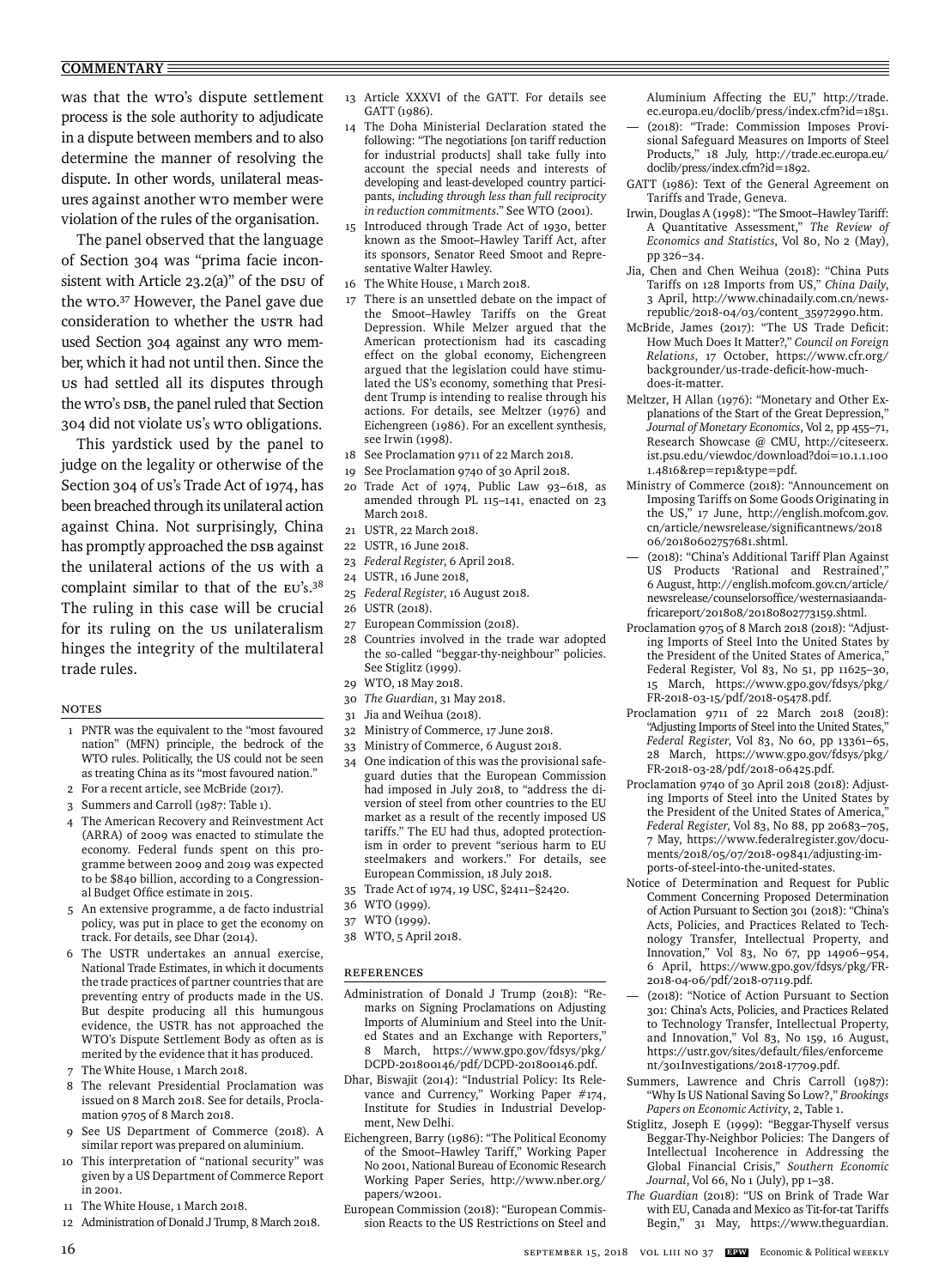was that the WTO's dispute settlement process is the sole authority to adjudicate in a dispute between members and to also determine the manner of resolving the dispute. In other words, unilateral measures against another WTO member were violation of the rules of the organisation.

The panel observed that the language of Section 304 was "prima facie inconsistent with Article 23.2(a)" of the DSU of the WTO.[37] However, the Panel gave due consideration to whether the USTR had used Section 304 against any WTO member, which it had not until then. Since the US had settled all its disputes through the WTO's DSB, the panel ruled that Section 304 did not violate US's WTO obligations.

This yardstick used by the panel to judge on the legality or otherwise of the Section 304 of US's Trade Act of 1974, has been breached through its unilateral action against China. Not surprisingly, China has promptly approached the DSB against the unilateral actions of the US with a complaint similar to that of the EU's.[38] The ruling in this case will be crucial for its ruling on the US unilateralism hinges the integrity of the multilateral trade rules.

## NOTES

1. PNTR was the equivalent to the "most favoured nation" (MFN) principle, the bedrock of the WTO rules. Politically, the US could not be seen as treating China as its "most favoured nation."
2. For a recent article, see McBride (2017).
3. Summers and Carroll (1987: Table 1).
4. The American Recovery and Reinvestment Act (ARRA) of 2009 was enacted to stimulate the economy. Federal funds spent on this programme between 2009 and 2019 was expected to be $840 billion, according to a Congressional Budget Office estimate in 2015.
5. An extensive programme, a de facto industrial policy, was put in place to get the economy on track. For details, see Dhar (2014).
6. The USTR undertakes an annual exercise, National Trade Estimates, in which it documents the trade practices of partner countries that are preventing entry of products made in the US. But despite producing all this humungous evidence, the USTR has not approached the WTO's Dispute Settlement Body as often as is merited by the evidence that it has produced.
7. The White House, 1 March 2018.
8. The relevant Presidential Proclamation was issued on 8 March 2018. See for details, Proclamation 9705 of 8 March 2018.
9. See US Department of Commerce (2018). A similar report was prepared on aluminium.
10. This interpretation of "national security" was given by a US Department of Commerce Report in 2001.
11. The White House, 1 March 2018.
12. Administration of Donald J Trump, 8 March 2018.
13. Article XXXVI of the GATT. For details see GATT (1986).
14. The Doha Ministerial Declaration stated the following: "The negotiations [on tariff reduction for industrial products] shall take fully into account the special needs and interests of developing and least-developed country participants, *including through less than full reciprocity in reduction commitments*." See WTO (2001).
15. Introduced through Trade Act of 1930, better known as the Smoot–Hawley Tariff Act, after its sponsors, Senator Reed Smoot and Representative Walter Hawley.
16. The White House, 1 March 2018.
17. There is an unsettled debate on the impact of the Smoot–Hawley Tariffs on the Great Depression. While Melzer argued that the American protectionism had its cascading effect on the global economy, Eichengreen argued that the legislation could have stimulated the US's economy, something that President Trump is intending to realise through his actions. For details, see Meltzer (1976) and Eichengreen (1986). For an excellent synthesis, see Irwin (1998).
18. See Proclamation 9711 of 22 March 2018.
19. See Proclamation 9740 of 30 April 2018.
20. Trade Act of 1974, Public Law 93–618, as amended through PL 115–141, enacted on 23 March 2018.
21. USTR, 22 March 2018.
22. USTR, 16 June 2018.
23. *Federal Register*, 6 April 2018.
24. USTR, 16 June 2018.
25. *Federal Register*, 16 August 2018.
26. USTR (2018).
27. European Commission (2018).
28. Countries involved in the trade war adopted the so-called "beggar-thy-neighbour" policies. See Stiglitz (1999).
29. WTO, 18 May 2018.
30. *The Guardian*, 31 May 2018.
31. Jia and Weihua (2018).
32. Ministry of Commerce, 17 June 2018.
33. Ministry of Commerce, 6 August 2018.
34. One indication of this was the provisional safeguard duties that the European Commission had imposed in July 2018, to "address the diversion of steel from other countries to the EU market as a result of the recently imposed US tariffs." The EU had thus, adopted protectionism in order to prevent "serious harm to EU steelmakers and workers." For details, see European Commission, 18 July 2018.
35. Trade Act of 1974, 19 USC, §2411–§2420.
36. WTO (1999).
37. WTO (1999).
38. WTO, 5 April 2018.

## REFERENCES

Administration of Donald J Trump (2018): "Remarks on Signing Proclamations on Adjusting Imports of Aluminium and Steel into the United States and an Exchange with Reporters," 8 March, https://www.gpo.gov/fdsys/pkg/DCPD-201800146/pdf/DCPD-201800146.pdf.

Dhar, Biswajit (2014): "Industrial Policy: Its Relevance and Currency," Working Paper #174, Institute for Studies in Industrial Development, New Delhi.

Eichengreen, Barry (1986): "The Political Economy of the Smoot–Hawley Tariff," Working Paper No 2001, National Bureau of Economic Research Working Paper Series, http://www.nber.org/papers/w2001.

European Commission (2018): "European Commission Reacts to the US Restrictions on Steel and Aluminium Affecting the EU," http://trade.ec.europa.eu/doclib/press/index.cfm?id=1851.

— (2018): "Trade: Commission Imposes Provisional Safeguard Measures on Imports of Steel Products," 18 July, http://trade.ec.europa.eu/doclib/press/index.cfm?id=1892.

GATT (1986): Text of the General Agreement on Tariffs and Trade, Geneva.

Irwin, Douglas A (1998): "The Smoot–Hawley Tariff: A Quantitative Assessment," *The Review of Economics and Statistics*, Vol 80, No 2 (May), pp 326–34.

Jia, Chen and Chen Weihua (2018): "China Puts Tariffs on 128 Imports from US," *China Daily*, 3 April, http://www.chinadaily.com.cn/newsrepublic/2018-04/03/content_35972990.htm.

McBride, James (2017): "The US Trade Deficit: How Much Does It Matter?," *Council on Foreign Relations*, 17 October, https://www.cfr.org/backgrounder/us-trade-deficit-how-much-does-it-matter.

Meltzer, H Allan (1976): "Monetary and Other Explanations of the Start of the Great Depression," *Journal of Monetary Economics*, Vol 2, pp 455–71, Research Showcase @ CMU, http://citeseerx.ist.psu.edu/viewdoc/download?doi=10.1.1.1001.4816&rep=rep1&type=pdf.

Ministry of Commerce (2018): "Announcement on Imposing Tariffs on Some Goods Originating in the US," 17 June, http://english.mofcom.gov.cn/article/newsrelease/significantnews/201806/20180602757681.shtml.

— (2018): "China's Additional Tariff Plan Against US Products 'Rational and Restrained'," 6 August, http://english.mofcom.gov.cn/article/newsrelease/counselorsoffice/westernasiaandafricareport/201808/20180802773159.shtml.

Proclamation 9705 of 8 March 2018 (2018): "Adjusting Imports of Steel Into the United States by the President of the United States of America," Federal Register, Vol 83, No 51, pp 11625–30, 15 March, https://www.gpo.gov/fdsys/pkg/FR-2018-03-15/pdf/2018-05478.pdf.

Proclamation 9711 of 22 March 2018 (2018): "Adjusting Imports of Steel into the United States," *Federal Register*, Vol 83, No 60, pp 13361–65, 28 March, https://www.gpo.gov/fdsys/pkg/FR-2018-03-28/pdf/2018-06425.pdf.

Proclamation 9740 of 30 April 2018 (2018): Adjusting Imports of Steel into the United States by the President of the United States of America," *Federal Register*, Vol 83, No 88, pp 20683–705, 7 May, https://www.federalregister.gov/documents/2018/05/07/2018-09841/adjusting-imports-of-steel-into-the-united-states.

Notice of Determination and Request for Public Comment Concerning Proposed Determination of Action Pursuant to Section 301 (2018): "China's Acts, Policies, and Practices Related to Technology Transfer, Intellectual Property, and Innovation," Vol 83, No 67, pp 14906–954, 6 April, https://www.gpo.gov/fdsys/pkg/FR-2018-04-06/pdf/2018-07119.pdf.

— (2018): "Notice of Action Pursuant to Section 301: China's Acts, Policies, and Practices Related to Technology Transfer, Intellectual Property, and Innovation," Vol 83, No 159, 16 August, https://ustr.gov/sites/default/files/enforcement/301Investigations/2018-17709.pdf.

Summers, Lawrence and Chris Carroll (1987): "Why Is US National Saving So Low?," *Brookings Papers on Economic Activity*, 2, Table 1.

Stiglitz, Joseph E (1999): "Beggar-Thyself versus Beggar-Thy-Neighbor Policies: The Dangers of Intellectual Incoherence in Addressing the Global Financial Crisis," *Southern Economic Journal*, Vol 66, No 1 (July), pp 1–38.

*The Guardian* (2018): "US on Brink of Trade War with EU, Canada and Mexico as Tit-for-tat Tariffs Begin," 31 May, https://www.theguardian.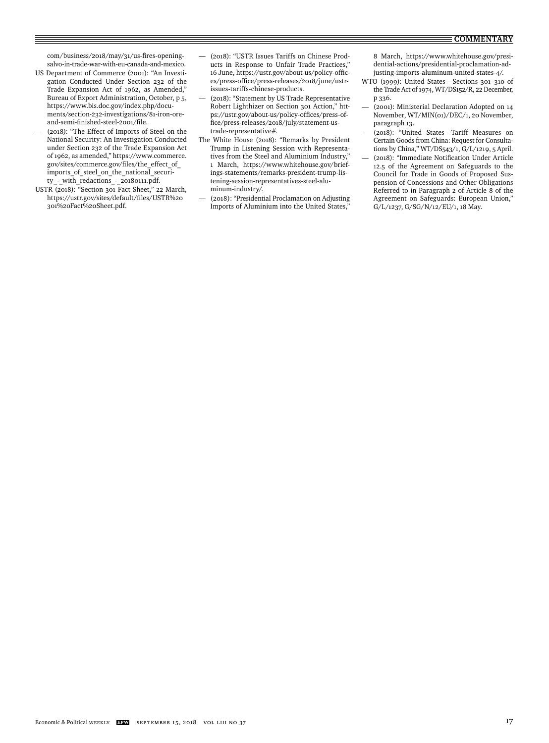com/business/2018/may/31/us-fires-opening-salvo-in-trade-war-with-eu-canada-and-mexico.

US Department of Commerce (2001): "An Investigation Conducted Under Section 232 of the Trade Expansion Act of 1962, as Amended," Bureau of Export Administration, October, p 5, https://www.bis.doc.gov/index.php/documents/section-232-investigations/81-iron-ore-and-semi-finished-steel-2001/file.

— (2018): "The Effect of Imports of Steel on the National Security: An Investigation Conducted under Section 232 of the Trade Expansion Act of 1962, as amended," https://www.commerce.gov/sites/commerce.gov/files/the_effect_of_imports_of_steel_on_the_national_security_-_with_redactions_-_20180111.pdf.

USTR (2018): "Section 301 Fact Sheet," 22 March, https://ustr.gov/sites/default/files/USTR%20301%20Fact%20Sheet.pdf.

— (2018): "USTR Issues Tariffs on Chinese Products in Response to Unfair Trade Practices," 16 June, https://ustr.gov/about-us/policy-offices/press-office/press-releases/2018/june/ustr-issues-tariffs-chinese-products.

— (2018): "Statement by US Trade Representative Robert Lighthizer on Section 301 Action," https://ustr.gov/about-us/policy-offices/press-office/press-releases/2018/july/statement-us-trade-representative#.

The White House (2018): "Remarks by President Trump in Listening Session with Representatives from the Steel and Aluminium Industry," 1 March, https://www.whitehouse.gov/briefings-statements/remarks-president-trump-listening-session-representatives-steel-aluminum-industry/.

— (2018): "Presidential Proclamation on Adjusting Imports of Aluminium into the United States," 8 March, https://www.whitehouse.gov/presidential-actions/presidential-proclamation-adjusting-imports-aluminum-united-states-4/.

WTO (1999): United States—Sections 301–310 of the Trade Act of 1974, WT/DS152/R, 22 December, p 336.

— (2001): Ministerial Declaration Adopted on 14 November, WT/MIN(01)/DEC/1, 20 November, paragraph 13.

— (2018): "United States—Tariff Measures on Certain Goods from China: Request for Consultations by China," WT/DS543/1, G/L/1219, 5 April.

— (2018): "Immediate Notification Under Article 12.5 of the Agreement on Safeguards to the Council for Trade in Goods of Proposed Suspension of Concessions and Other Obligations Referred to in Paragraph 2 of Article 8 of the Agreement on Safeguards: European Union," G/L/1237, G/SG/N/12/EU/1, 18 May.